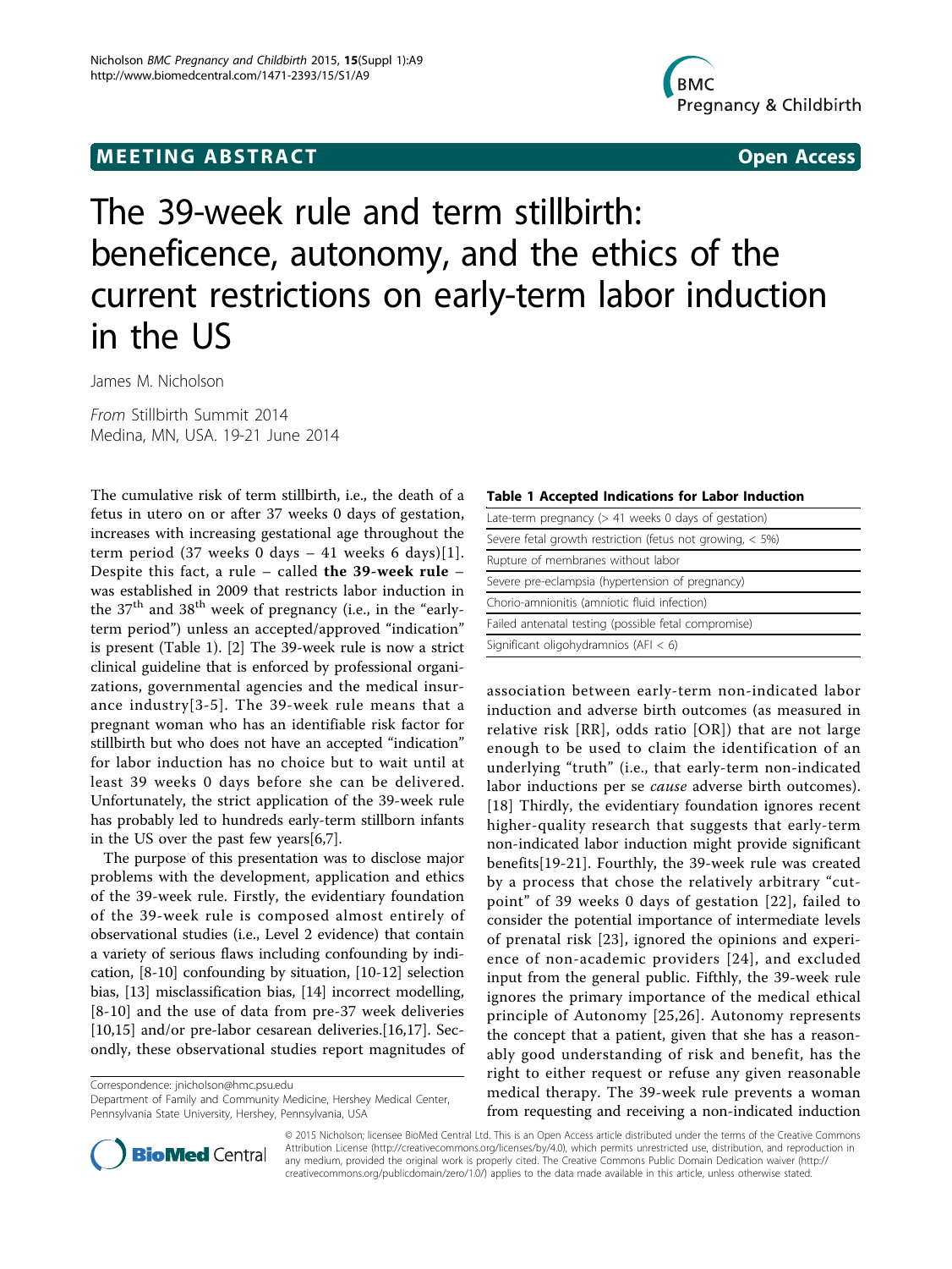MEETING ABSTRACT **Open Access**

# The 39-week rule and term stillbirth: beneficence, autonomy, and the ethics of the current restrictions on early-term labor induction in the US

James M. Nicholson

*From* Stillbirth Summit 2014
Medina, MN, USA. 19-21 June 2014

The cumulative risk of term stillbirth, i.e., the death of a fetus in utero on or after 37 weeks 0 days of gestation, increases with increasing gestational age throughout the term period (37 weeks 0 days – 41 weeks 6 days)[1]. Despite this fact, a rule – called **the 39-week rule** – was established in 2009 that restricts labor induction in the 37[th] and 38[th] week of pregnancy (i.e., in the "early-term period") unless an accepted/approved "indication" is present (Table 1). [2] The 39-week rule is now a strict clinical guideline that is enforced by professional organizations, governmental agencies and the medical insurance industry[3-5]. The 39-week rule means that a pregnant woman who has an identifiable risk factor for stillbirth but who does not have an accepted "indication" for labor induction has no choice but to wait until at least 39 weeks 0 days before she can be delivered. Unfortunately, the strict application of the 39-week rule has probably led to hundreds early-term stillborn infants in the US over the past few years[6,7].

The purpose of this presentation was to disclose major problems with the development, application and ethics of the 39-week rule. Firstly, the evidentiary foundation of the 39-week rule is composed almost entirely of observational studies (i.e., Level 2 evidence) that contain a variety of serious flaws including confounding by indication, [8-10] confounding by situation, [10-12] selection bias, [13] misclassification bias, [14] incorrect modelling, [8-10] and the use of data from pre-37 week deliveries [10,15] and/or pre-labor cesarean deliveries.[16,17]. Secondly, these observational studies report magnitudes of association between early-term non-indicated labor induction and adverse birth outcomes (as measured in relative risk [RR], odds ratio [OR]) that are not large enough to be used to claim the identification of an underlying "truth" (i.e., that early-term non-indicated labor inductions per se *cause* adverse birth outcomes). [18] Thirdly, the evidentiary foundation ignores recent higher-quality research that suggests that early-term non-indicated labor induction might provide significant benefits[19-21]. Fourthly, the 39-week rule was created by a process that chose the relatively arbitrary "cut-point" of 39 weeks 0 days of gestation [22], failed to consider the potential importance of intermediate levels of prenatal risk [23], ignored the opinions and experience of non-academic providers [24], and excluded input from the general public. Fifthly, the 39-week rule ignores the primary importance of the medical ethical principle of Autonomy [25,26]. Autonomy represents the concept that a patient, given that she has a reasonably good understanding of risk and benefit, has the right to either request or refuse any given reasonable medical therapy. The 39-week rule prevents a woman from requesting and receiving a non-indicated induction

**Table 1 Accepted Indications for Labor Induction**

| Accepted Indications for Labor Induction |
|---|
| Late-term pregnancy (> 41 weeks 0 days of gestation) |
| Severe fetal growth restriction (fetus not growing, < 5%) |
| Rupture of membranes without labor |
| Severe pre-eclampsia (hypertension of pregnancy) |
| Chorio-amnionitis (amniotic fluid infection) |
| Failed antenatal testing (possible fetal compromise) |
| Significant oligohydramnios (AFI < 6) |

Correspondence: jnicholson@hmc.psu.edu
Department of Family and Community Medicine, Hershey Medical Center, Pennsylvania State University, Hershey, Pennsylvania, USA

© 2015 Nicholson; licensee BioMed Central Ltd. This is an Open Access article distributed under the terms of the Creative Commons Attribution License (http://creativecommons.org/licenses/by/4.0), which permits unrestricted use, distribution, and reproduction in any medium, provided the original work is properly cited. The Creative Commons Public Domain Dedication waiver (http://creativecommons.org/publicdomain/zero/1.0/) applies to the data made available in this article, unless otherwise stated.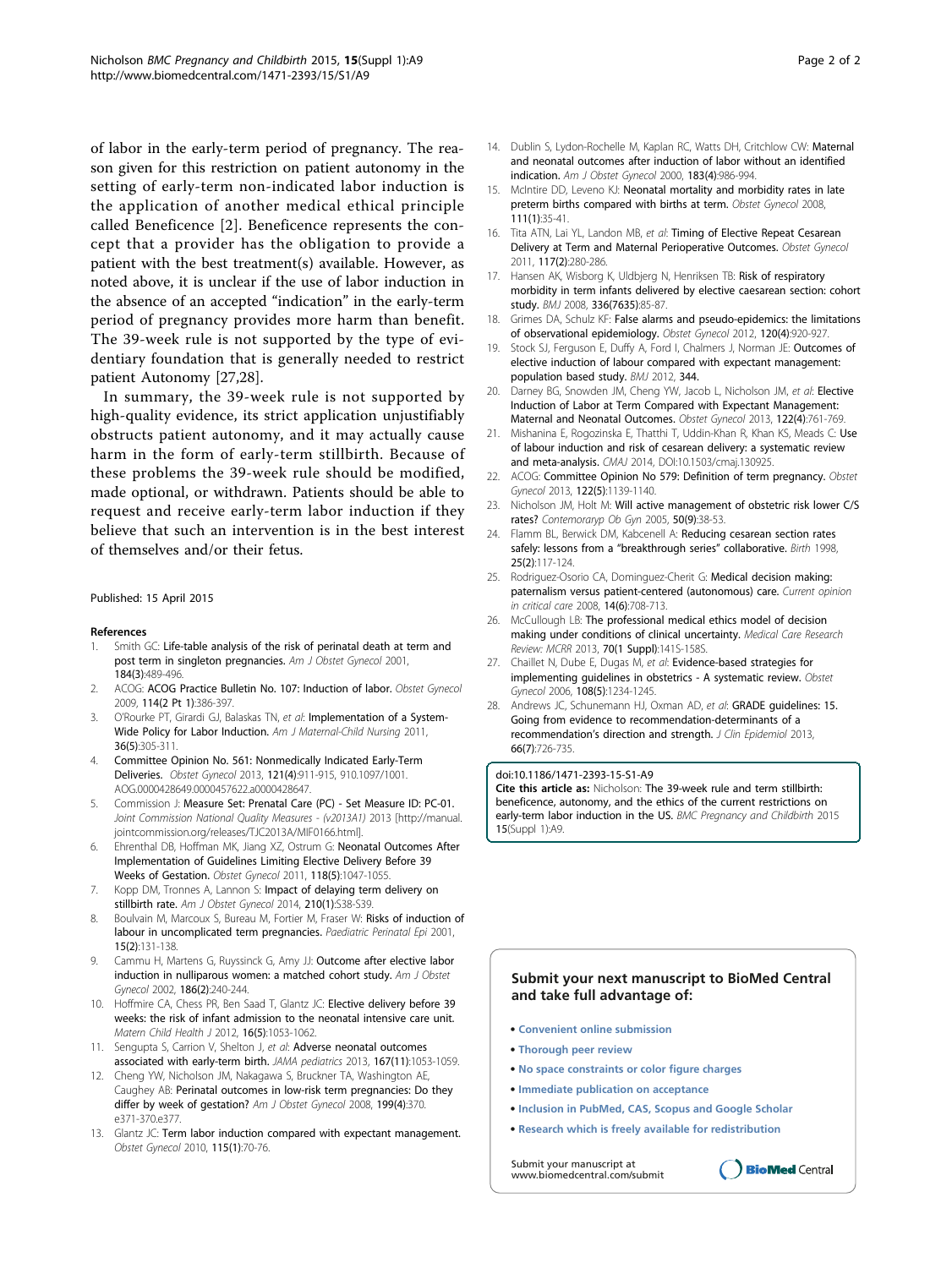of labor in the early-term period of pregnancy. The reason given for this restriction on patient autonomy in the setting of early-term non-indicated labor induction is the application of another medical ethical principle called Beneficence [2]. Beneficence represents the concept that a provider has the obligation to provide a patient with the best treatment(s) available. However, as noted above, it is unclear if the use of labor induction in the absence of an accepted "indication" in the early-term period of pregnancy provides more harm than benefit. The 39-week rule is not supported by the type of evidentiary foundation that is generally needed to restrict patient Autonomy [27,28].

In summary, the 39-week rule is not supported by high-quality evidence, its strict application unjustifiably obstructs patient autonomy, and it may actually cause harm in the form of early-term stillbirth. Because of these problems the 39-week rule should be modified, made optional, or withdrawn. Patients should be able to request and receive early-term labor induction if they believe that such an intervention is in the best interest of themselves and/or their fetus.

Published: 15 April 2015

## References

1. Smith GC: **Life-table analysis of the risk of perinatal death at term and post term in singleton pregnancies.** *Am J Obstet Gynecol* 2001, **184(3)**:489-496.
2. ACOG: **ACOG Practice Bulletin No. 107: Induction of labor.** *Obstet Gynecol* 2009, **114(2 Pt 1)**:386-397.
3. O'Rourke PT, Girardi GJ, Balaskas TN, *et al*: **Implementation of a System-Wide Policy for Labor Induction.** *Am J Maternal-Child Nursing* 2011, **36(5)**:305-311.
4. **Committee Opinion No. 561: Nonmedically Indicated Early-Term Deliveries.** *Obstet Gynecol* 2013, **121(4)**:911-915, 910.1097/1001. AOG.0000428649.0000457622.a0000428647.
5. Commission J: **Measure Set: Prenatal Care (PC) - Set Measure ID: PC-01.** *Joint Commission National Quality Measures - (v2013A1)* 2013 [http://manual.jointcommission.org/releases/TJC2013A/MIF0166.html].
6. Ehrenthal DB, Hoffman MK, Jiang XZ, Ostrum G: **Neonatal Outcomes After Implementation of Guidelines Limiting Elective Delivery Before 39 Weeks of Gestation.** *Obstet Gynecol* 2011, **118(5)**:1047-1055.
7. Kopp DM, Tronnes A, Lannon S: **Impact of delaying term delivery on stillbirth rate.** *Am J Obstet Gynecol* 2014, **210(1)**:S38-S39.
8. Boulvain M, Marcoux S, Bureau M, Fortier M, Fraser W: **Risks of induction of labour in uncomplicated term pregnancies.** *Paediatric Perinatal Epi* 2001, **15(2)**:131-138.
9. Cammu H, Martens G, Ruyssinck G, Amy JJ: **Outcome after elective labor induction in nulliparous women: a matched cohort study.** *Am J Obstet Gynecol* 2002, **186(2)**:240-244.
10. Hoffmire CA, Chess PR, Ben Saad T, Glantz JC: **Elective delivery before 39 weeks: the risk of infant admission to the neonatal intensive care unit.** *Matern Child Health J* 2012, **16(5)**:1053-1062.
11. Sengupta S, Carrion V, Shelton J, *et al*: **Adverse neonatal outcomes associated with early-term birth.** *JAMA pediatrics* 2013, **167(11)**:1053-1059.
12. Cheng YW, Nicholson JM, Nakagawa S, Bruckner TA, Washington AE, Caughey AB: **Perinatal outcomes in low-risk term pregnancies: Do they differ by week of gestation?** *Am J Obstet Gynecol* 2008, **199(4)**:370. e371-370.e377.
13. Glantz JC: **Term labor induction compared with expectant management.** *Obstet Gynecol* 2010, **115(1)**:70-76.
14. Dublin S, Lydon-Rochelle M, Kaplan RC, Watts DH, Critchlow CW: **Maternal and neonatal outcomes after induction of labor without an identified indication.** *Am J Obstet Gynecol* 2000, **183(4)**:986-994.
15. McIntire DD, Leveno KJ: **Neonatal mortality and morbidity rates in late preterm births compared with births at term.** *Obstet Gynecol* 2008, **111(1)**:35-41.
16. Tita ATN, Lai YL, Landon MB, *et al*: **Timing of Elective Repeat Cesarean Delivery at Term and Maternal Perioperative Outcomes.** *Obstet Gynecol* 2011, **117(2)**:280-286.
17. Hansen AK, Wisborg K, Uldbjerg N, Henriksen TB: **Risk of respiratory morbidity in term infants delivered by elective caesarean section: cohort study.** *BMJ* 2008, **336(7635)**:85-87.
18. Grimes DA, Schulz KF: **False alarms and pseudo-epidemics: the limitations of observational epidemiology.** *Obstet Gynecol* 2012, **120(4)**:920-927.
19. Stock SJ, Ferguson E, Duffy A, Ford I, Chalmers J, Norman JE: **Outcomes of elective induction of labour compared with expectant management: population based study.** *BMJ* 2012, **344**.
20. Darney BG, Snowden JM, Cheng YW, Jacob L, Nicholson JM, *et al*: **Elective Induction of Labor at Term Compared with Expectant Management: Maternal and Neonatal Outcomes.** *Obstet Gynecol* 2013, **122(4)**:761-769.
21. Mishanina E, Rogozinska E, Thatthi T, Uddin-Khan R, Khan KS, Meads C: **Use of labour induction and risk of cesarean delivery: a systematic review and meta-analysis.** *CMAJ* 2014, DOI:10.1503/cmaj.130925.
22. ACOG: **Committee Opinion No 579: Definition of term pregnancy.** *Obstet Gynecol* 2013, **122(5)**:1139-1140.
23. Nicholson JM, Holt M: **Will active management of obstetric risk lower C/S rates?** *Contemoraryp Ob Gyn* 2005, **50(9)**:38-53.
24. Flamm BL, Berwick DM, Kabcenell A: **Reducing cesarean section rates safely: lessons from a "breakthrough series" collaborative.** *Birth* 1998, **25(2)**:117-124.
25. Rodriguez-Osorio CA, Dominguez-Cherit G: **Medical decision making: paternalism versus patient-centered (autonomous) care.** *Current opinion in critical care* 2008, **14(6)**:708-713.
26. McCullough LB: **The professional medical ethics model of decision making under conditions of clinical uncertainty.** *Medical Care Research Review: MCRR* 2013, **70(1 Suppl)**:141S-158S.
27. Chaillet N, Dube E, Dugas M, *et al*: **Evidence-based strategies for implementing guidelines in obstetrics - A systematic review.** *Obstet Gynecol* 2006, **108(5)**:1234-1245.
28. Andrews JC, Schunemann HJ, Oxman AD, *et al*: **GRADE guidelines: 15. Going from evidence to recommendation-determinants of a recommendation's direction and strength.** *J Clin Epidemiol* 2013, **66(7)**:726-735.

doi:10.1186/1471-2393-15-S1-A9

**Cite this article as:** Nicholson: The 39-week rule and term stillbirth: beneficence, autonomy, and the ethics of the current restrictions on early-term labor induction in the US. *BMC Pregnancy and Childbirth* 2015 **15**(Suppl 1):A9.

**Submit your next manuscript to BioMed Central and take full advantage of:**

- Convenient online submission
- Thorough peer review
- No space constraints or color figure charges
- Immediate publication on acceptance
- Inclusion in PubMed, CAS, Scopus and Google Scholar
- Research which is freely available for redistribution

Submit your manuscript at www.biomedcentral.com/submit

BioMed Central